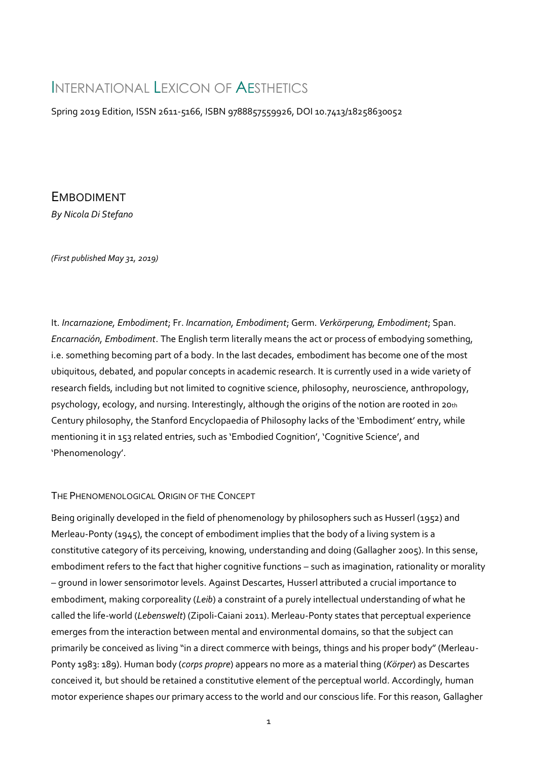# INTERNATIONAL LEXICON OF AESTHETICS

Spring 2019 Edition, ISSN 2611-5166, ISBN 9788857559926, DOI 10.7413/18258630052

## EMBODIMENT

*By Nicola Di Stefano*

*(First published May 31, 2019)*

It. *Incarnazione, Embodiment*; Fr. *Incarnation, Embodiment*; Germ. *Verkörperung, Embodiment*; Span. *Encarnación, Embodiment*. The English term literally means the act or process of embodying something, i.e. something becoming part of a body. In the last decades, embodiment has become one of the most ubiquitous, debated, and popular concepts in academic research. It is currently used in a wide variety of research fields, including but not limited to cognitive science, philosophy, neuroscience, anthropology, psychology, ecology, and nursing. Interestingly, although the origins of the notion are rooted in 20th Century philosophy, the Stanford Encyclopaedia of Philosophy lacks of the 'Embodiment' entry, while mentioning it in 153 related entries, such as 'Embodied Cognition', 'Cognitive Science', and 'Phenomenology'.

### THE PHENOMENOLOGICAL ORIGIN OF THE CONCEPT

Being originally developed in the field of phenomenology by philosophers such as Husserl (1952) and Merleau-Ponty (1945), the concept of embodiment implies that the body of a living system is a constitutive category of its perceiving, knowing, understanding and doing (Gallagher 2005). In this sense, embodiment refers to the fact that higher cognitive functions – such as imagination, rationality or morality – ground in lower sensorimotor levels. Against Descartes, Husserl attributed a crucial importance to embodiment, making corporeality (*Leib*) a constraint of a purely intellectual understanding of what he called the life-world (*Lebenswelt*) (Zipoli-Caiani 2011). Merleau-Ponty states that perceptual experience emerges from the interaction between mental and environmental domains, so that the subject can primarily be conceived as living "in a direct commerce with beings, things and his proper body" (Merleau-Ponty 1983: 189). Human body (*corps propre*) appears no more as a material thing (*Körper*) as Descartes conceived it, but should be retained a constitutive element of the perceptual world. Accordingly, human motor experience shapes our primary access to the world and our conscious life. For this reason, Gallagher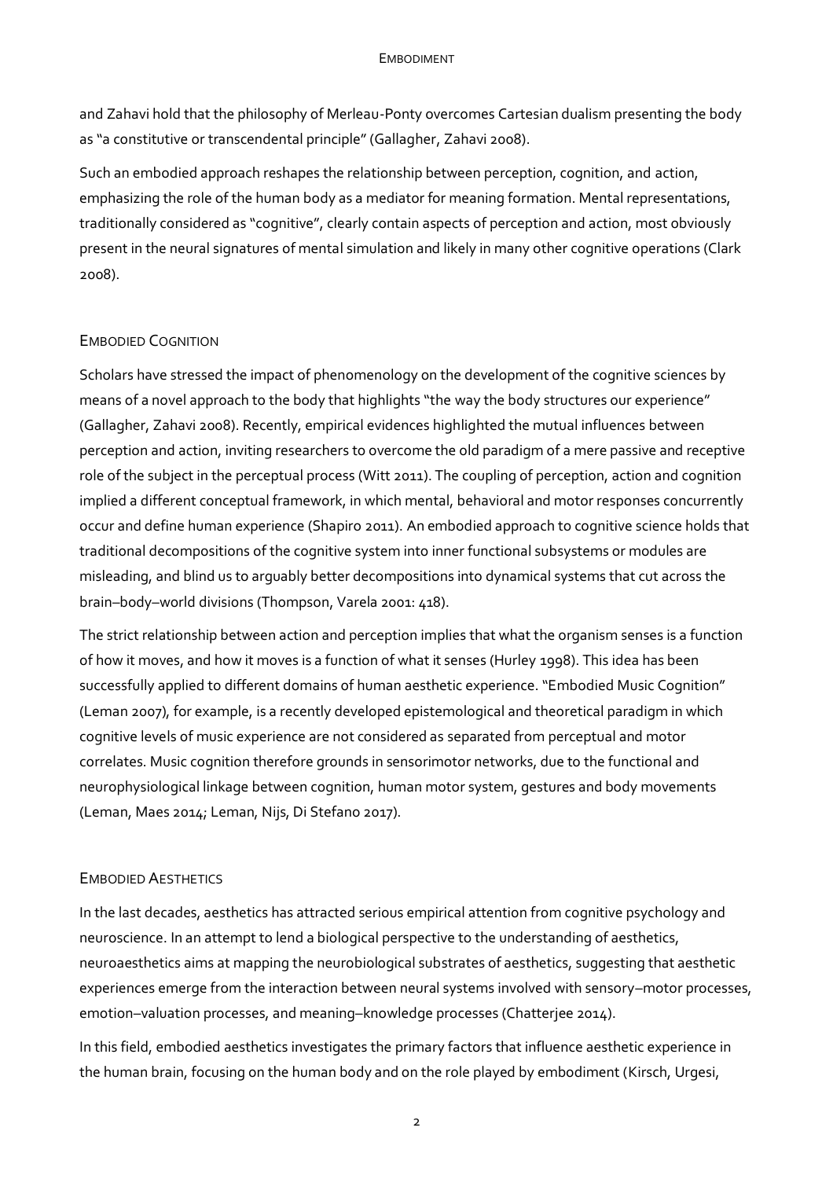and Zahavi hold that the philosophy of Merleau-Ponty overcomes Cartesian dualism presenting the body as "a constitutive or transcendental principle" (Gallagher, Zahavi 2008).

Such an embodied approach reshapes the relationship between perception, cognition, and action, emphasizing the role of the human body as a mediator for meaning formation. Mental representations, traditionally considered as "cognitive", clearly contain aspects of perception and action, most obviously present in the neural signatures of mental simulation and likely in many other cognitive operations (Clark 2008).

## Embodied Cognition

Scholars have stressed the impact of phenomenology on the development of the cognitive sciences by means of a novel approach to the body that highlights "the way the body structures our experience" (Gallagher, Zahavi 2008). Recently, empirical evidences highlighted the mutual influences between perception and action, inviting researchers to overcome the old paradigm of a mere passive and receptive role of the subject in the perceptual process (Witt 2011). The coupling of perception, action and cognition implied a different conceptual framework, in which mental, behavioral and motor responses concurrently occur and define human experience (Shapiro 2011). An embodied approach to cognitive science holds that traditional decompositions of the cognitive system into inner functional subsystems or modules are misleading, and blind us to arguably better decompositions into dynamical systems that cut across the brain–body–world divisions (Thompson, Varela 2001: 418).

The strict relationship between action and perception implies that what the organism senses is a function of how it moves, and how it moves is a function of what it senses (Hurley 1998). This idea has been successfully applied to different domains of human aesthetic experience. "Embodied Music Cognition" (Leman 2007), for example, is a recently developed epistemological and theoretical paradigm in which cognitive levels of music experience are not considered as separated from perceptual and motor correlates. Music cognition therefore grounds in sensorimotor networks, due to the functional and neurophysiological linkage between cognition, human motor system, gestures and body movements (Leman, Maes 2014; Leman, Nijs, Di Stefano 2017).

## Embodied Aesthetics

In the last decades, aesthetics has attracted serious empirical attention from cognitive psychology and neuroscience. In an attempt to lend a biological perspective to the understanding of aesthetics, neuroaesthetics aims at mapping the neurobiological substrates of aesthetics, suggesting that aesthetic experiences emerge from the interaction between neural systems involved with sensory–motor processes, emotion–valuation processes, and meaning–knowledge processes (Chatterjee 2014).

In this field, embodied aesthetics investigates the primary factors that influence aesthetic experience in the human brain, focusing on the human body and on the role played by embodiment (Kirsch, Urgesi,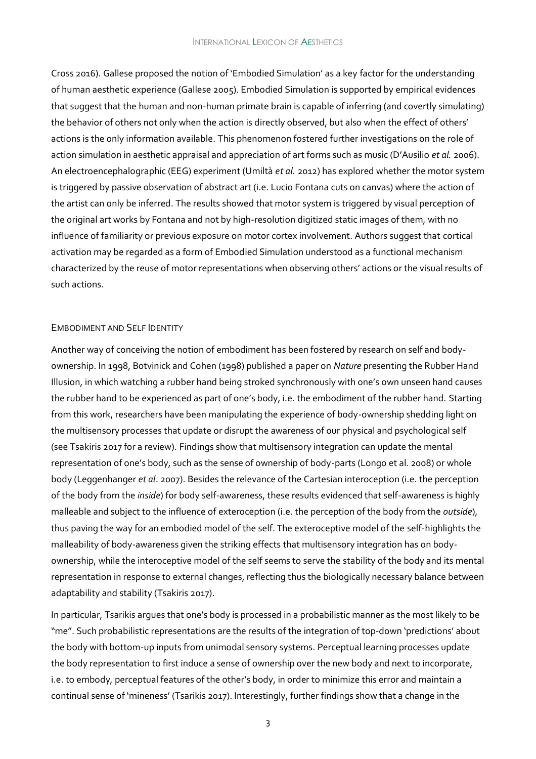Cross 2016). Gallese proposed the notion of 'Embodied Simulation' as a key factor for the understanding of human aesthetic experience (Gallese 2005). Embodied Simulation is supported by empirical evidences that suggest that the human and non-human primate brain is capable of inferring (and covertly simulating) the behavior of others not only when the action is directly observed, but also when the effect of others' actions is the only information available. This phenomenon fostered further investigations on the role of action simulation in aesthetic appraisal and appreciation of art forms such as music (D'Ausilio *et al.* 2006). An electroencephalographic (EEG) experiment (Umiltà *et al.* 2012) has explored whether the motor system is triggered by passive observation of abstract art (i.e. Lucio Fontana cuts on canvas) where the action of the artist can only be inferred. The results showed that motor system is triggered by visual perception of the original art works by Fontana and not by high-resolution digitized static images of them, with no influence of familiarity or previous exposure on motor cortex involvement. Authors suggest that cortical activation may be regarded as a form of Embodied Simulation understood as a functional mechanism characterized by the reuse of motor representations when observing others' actions or the visual results of such actions.

## Embodiment and Self Identity

Another way of conceiving the notion of embodiment has been fostered by research on self and body-ownership. In 1998, Botvinick and Cohen (1998) published a paper on *Nature* presenting the Rubber Hand Illusion, in which watching a rubber hand being stroked synchronously with one's own unseen hand causes the rubber hand to be experienced as part of one's body, i.e. the embodiment of the rubber hand. Starting from this work, researchers have been manipulating the experience of body-ownership shedding light on the multisensory processes that update or disrupt the awareness of our physical and psychological self (see Tsakiris 2017 for a review). Findings show that multisensory integration can update the mental representation of one's body, such as the sense of ownership of body-parts (Longo et al. 2008) or whole body (Leggenhanger *et al*. 2007). Besides the relevance of the Cartesian interoception (i.e. the perception of the body from the *inside*) for body self-awareness, these results evidenced that self-awareness is highly malleable and subject to the influence of exteroception (i.e. the perception of the body from the *outside*), thus paving the way for an embodied model of the self. The exteroceptive model of the self-highlights the malleability of body-awareness given the striking effects that multisensory integration has on body-ownership, while the interoceptive model of the self seems to serve the stability of the body and its mental representation in response to external changes, reflecting thus the biologically necessary balance between adaptability and stability (Tsakiris 2017).

In particular, Tsarikis argues that one's body is processed in a probabilistic manner as the most likely to be "me". Such probabilistic representations are the results of the integration of top-down 'predictions' about the body with bottom-up inputs from unimodal sensory systems. Perceptual learning processes update the body representation to first induce a sense of ownership over the new body and next to incorporate, i.e. to embody, perceptual features of the other's body, in order to minimize this error and maintain a continual sense of 'mineness' (Tsarikis 2017). Interestingly, further findings show that a change in the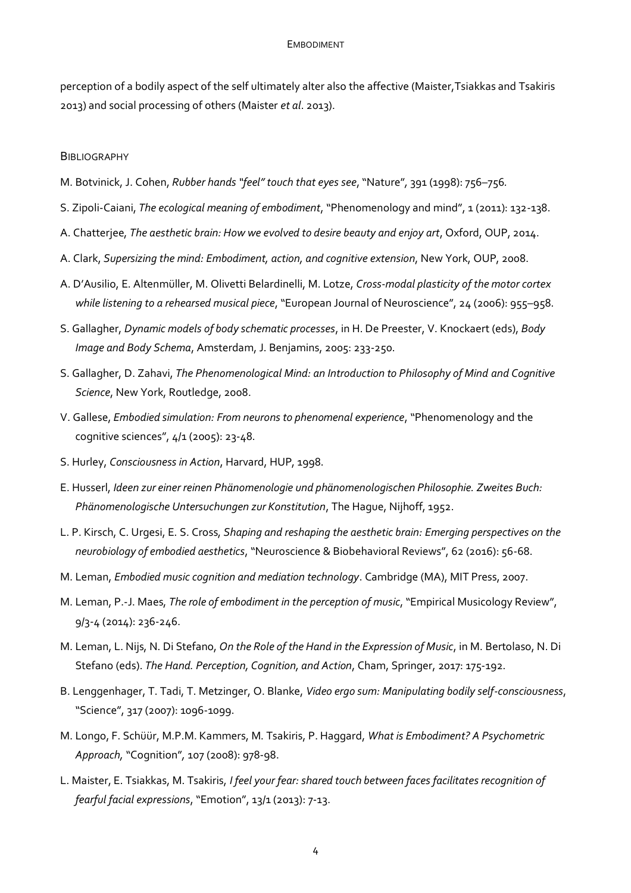perception of a bodily aspect of the self ultimately alter also the affective (Maister,Tsiakkas and Tsakiris 2013) and social processing of others (Maister *et al*. 2013).

## Bibliography

M. Botvinick, J. Cohen, *Rubber hands "feel" touch that eyes see*, "Nature", 391 (1998): 756–756.

S. Zipoli-Caiani, *The ecological meaning of embodiment*, "Phenomenology and mind", 1 (2011): 132-138.

A. Chatterjee, *The aesthetic brain: How we evolved to desire beauty and enjoy art*, Oxford, OUP, 2014.

A. Clark, *Supersizing the mind: Embodiment, action, and cognitive extension*, New York, OUP, 2008.

A. D'Ausilio, E. Altenmüller, M. Olivetti Belardinelli, M. Lotze, *Cross-modal plasticity of the motor cortex while listening to a rehearsed musical piece*, "European Journal of Neuroscience", 24 (2006): 955–958.

S. Gallagher, *Dynamic models of body schematic processes*, in H. De Preester, V. Knockaert (eds), *Body Image and Body Schema*, Amsterdam, J. Benjamins, 2005: 233-250.

S. Gallagher, D. Zahavi, *The Phenomenological Mind: an Introduction to Philosophy of Mind and Cognitive Science*, New York, Routledge, 2008.

V. Gallese, *Embodied simulation: From neurons to phenomenal experience*, "Phenomenology and the cognitive sciences", 4/1 (2005): 23-48.

S. Hurley, *Consciousness in Action*, Harvard, HUP, 1998.

E. Husserl, *Ideen zur einer reinen Phänomenologie und phänomenologischen Philosophie. Zweites Buch: Phänomenologische Untersuchungen zur Konstitution*, The Hague, Nijhoff, 1952.

L. P. Kirsch, C. Urgesi, E. S. Cross, *Shaping and reshaping the aesthetic brain: Emerging perspectives on the neurobiology of embodied aesthetics*, "Neuroscience & Biobehavioral Reviews", 62 (2016): 56-68.

M. Leman, *Embodied music cognition and mediation technology*. Cambridge (MA), MIT Press, 2007.

M. Leman, P.-J. Maes, *The role of embodiment in the perception of music*, "Empirical Musicology Review", 9/3-4 (2014): 236-246.

M. Leman, L. Nijs, N. Di Stefano, *On the Role of the Hand in the Expression of Music*, in M. Bertolaso, N. Di Stefano (eds). *The Hand. Perception, Cognition, and Action*, Cham, Springer, 2017: 175-192.

B. Lenggenhager, T. Tadi, T. Metzinger, O. Blanke, *Video ergo sum: Manipulating bodily self-consciousness*, "Science", 317 (2007): 1096-1099.

M. Longo, F. Schüür, M.P.M. Kammers, M. Tsakiris, P. Haggard, *What is Embodiment? A Psychometric Approach,* "Cognition", 107 (2008): 978-98.

L. Maister, E. Tsiakkas, M. Tsakiris, *I feel your fear: shared touch between faces facilitates recognition of fearful facial expressions*, "Emotion", 13/1 (2013): 7-13.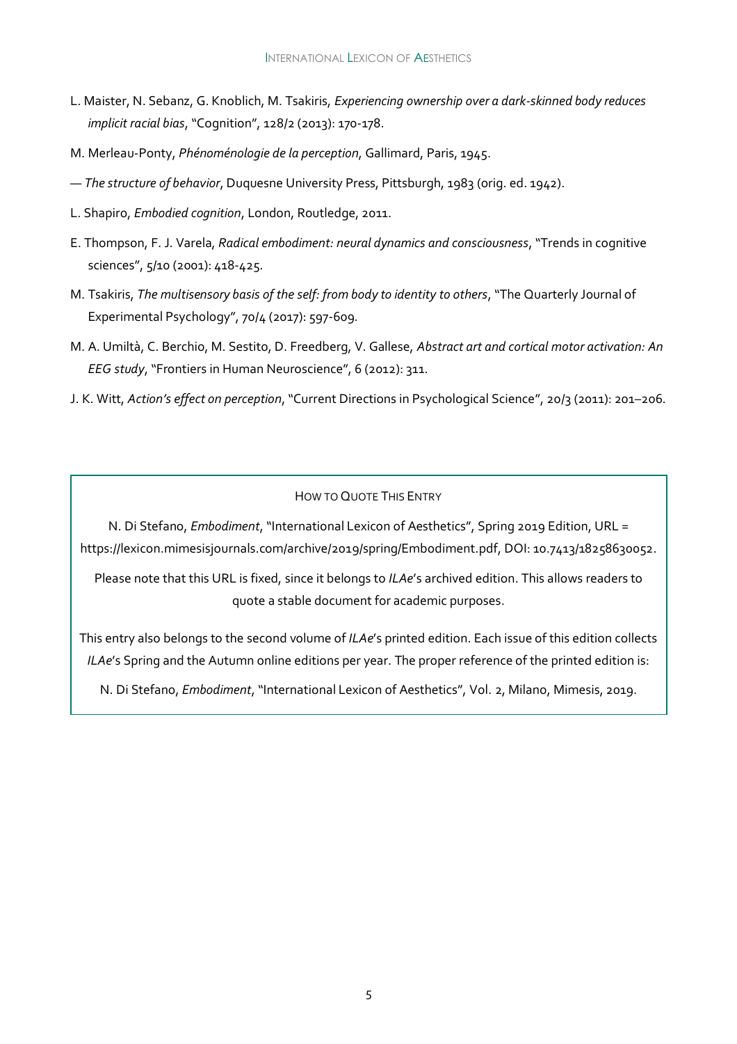L. Maister, N. Sebanz, G. Knoblich, M. Tsakiris, *Experiencing ownership over a dark-skinned body reduces implicit racial bias*, "Cognition", 128/2 (2013): 170-178.

M. Merleau-Ponty, *Phénoménologie de la perception*, Gallimard, Paris, 1945.

— *The structure of behavior*, Duquesne University Press, Pittsburgh, 1983 (orig. ed. 1942).

L. Shapiro, *Embodied cognition*, London, Routledge, 2011.

E. Thompson, F. J. Varela, *Radical embodiment: neural dynamics and consciousness*, "Trends in cognitive sciences", 5/10 (2001): 418-425.

M. Tsakiris, *The multisensory basis of the self: from body to identity to others*, "The Quarterly Journal of Experimental Psychology", 70/4 (2017): 597-609.

M. A. Umiltà, C. Berchio, M. Sestito, D. Freedberg, V. Gallese, *Abstract art and cortical motor activation: An EEG study*, "Frontiers in Human Neuroscience", 6 (2012): 311.

J. K. Witt, *Action's effect on perception*, "Current Directions in Psychological Science", 20/3 (2011): 201–206.

HOW TO QUOTE THIS ENTRY

N. Di Stefano, *Embodiment*, "International Lexicon of Aesthetics", Spring 2019 Edition, URL = https://lexicon.mimesisjournals.com/archive/2019/spring/Embodiment.pdf, DOI: 10.7413/18258630052.

Please note that this URL is fixed, since it belongs to *ILAe*'s archived edition. This allows readers to quote a stable document for academic purposes.

This entry also belongs to the second volume of *ILAe*'s printed edition. Each issue of this edition collects *ILAe*'s Spring and the Autumn online editions per year. The proper reference of the printed edition is:

N. Di Stefano, *Embodiment*, "International Lexicon of Aesthetics", Vol. 2, Milano, Mimesis, 2019.